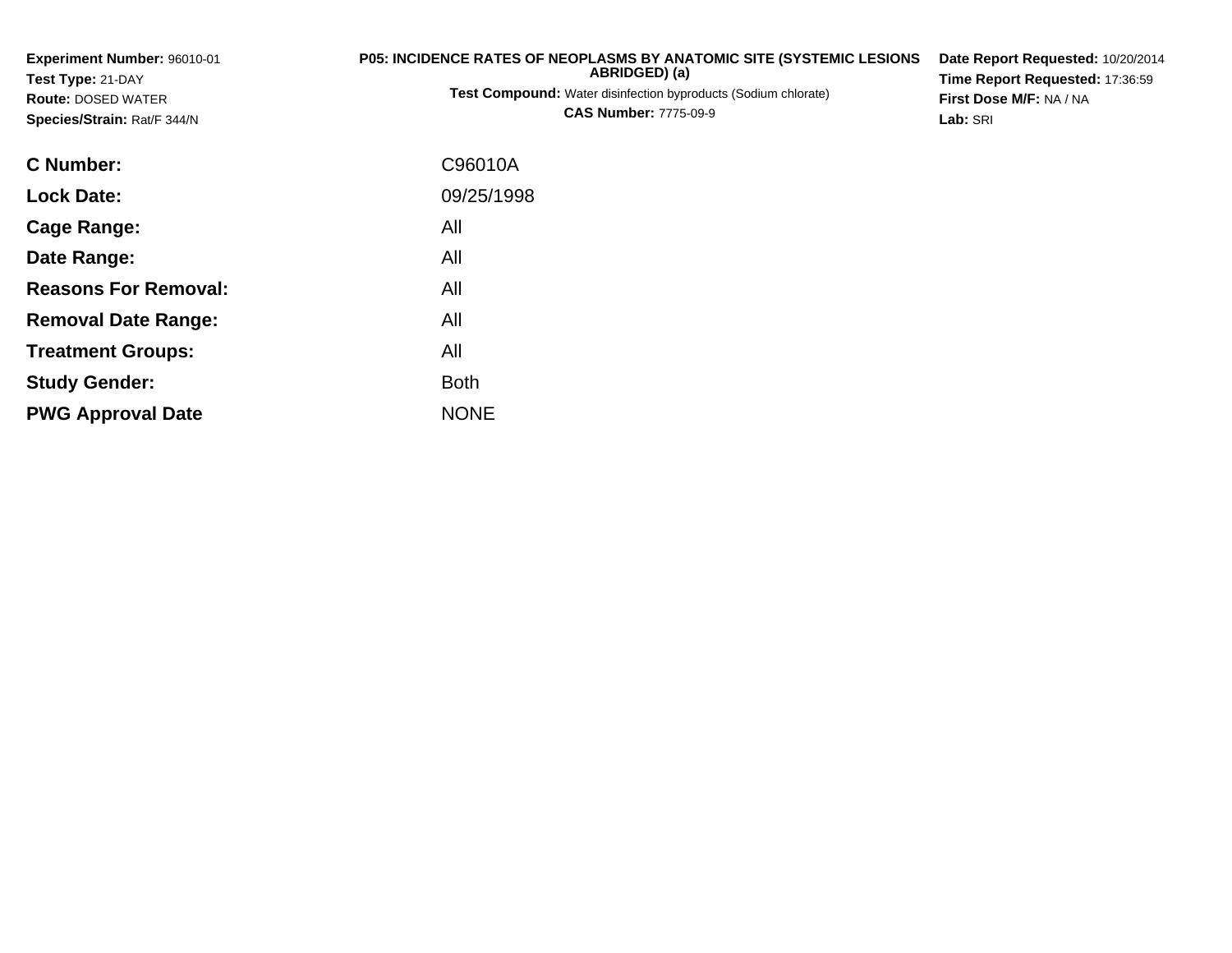**Experiment Number:** 96010-01
**Test Type:** 21-DAY
**Route:** DOSED WATER
**Species/Strain:** Rat/F 344/N

**P05: INCIDENCE RATES OF NEOPLASMS BY ANATOMIC SITE (SYSTEMIC LESIONS ABRIDGED) (a)**
**Test Compound:** Water disinfection byproducts (Sodium chlorate)
**CAS Number:** 7775-09-9

**Date Report Requested:** 10/20/2014
**Time Report Requested:** 17:36:59
**First Dose M/F:** NA / NA
**Lab:** SRI

| | |
|---|---|
| **C Number:** | C96010A |
| **Lock Date:** | 09/25/1998 |
| **Cage Range:** | All |
| **Date Range:** | All |
| **Reasons For Removal:** | All |
| **Removal Date Range:** | All |
| **Treatment Groups:** | All |
| **Study Gender:** | Both |
| **PWG Approval Date** | NONE |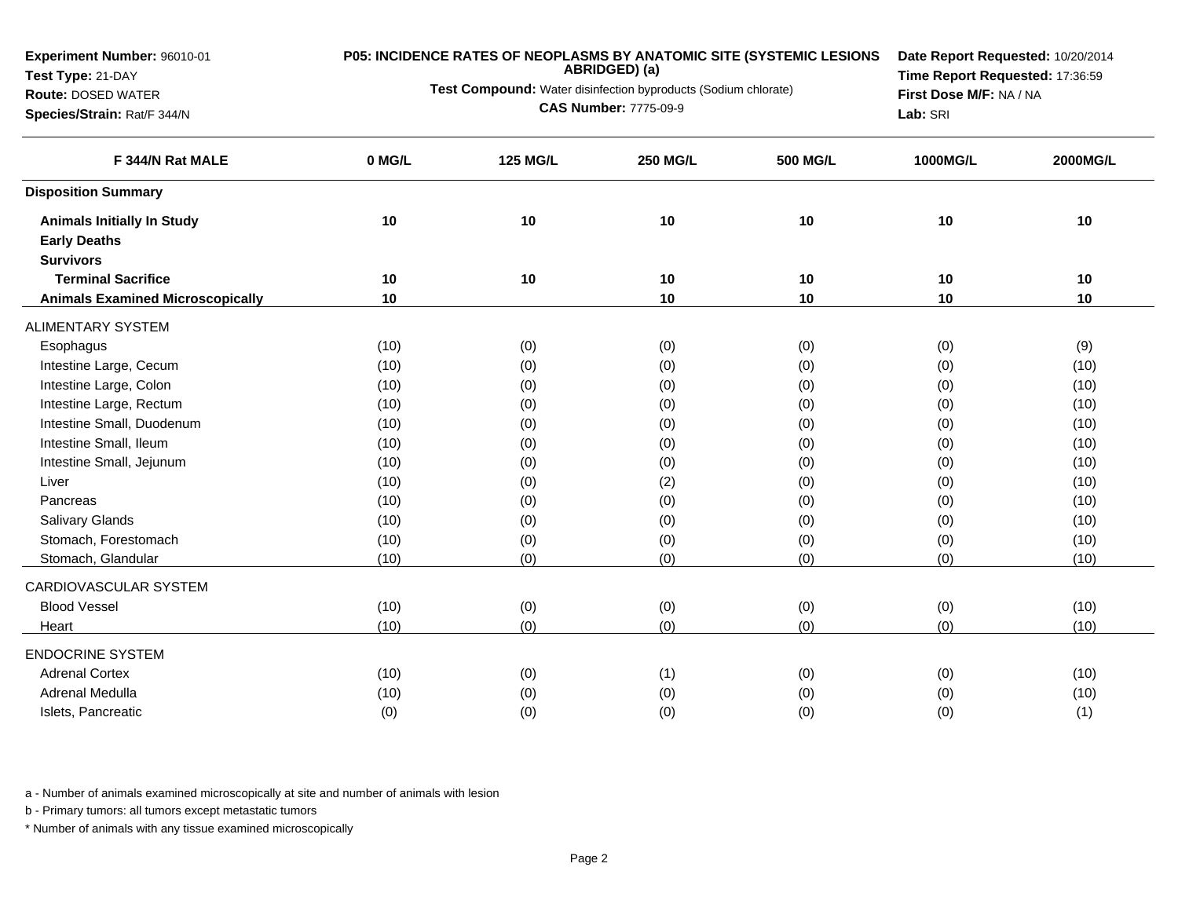**Experiment Number:** 96010-01
**Test Type:** 21-DAY
**Route:** DOSED WATER
**Species/Strain:** Rat/F 344/N

**P05: INCIDENCE RATES OF NEOPLASMS BY ANATOMIC SITE (SYSTEMIC LESIONS ABRIDGED) (a)**

**Test Compound:** Water disinfection byproducts (Sodium chlorate)
**CAS Number:** 7775-09-9

**Date Report Requested:** 10/20/2014
**Time Report Requested:** 17:36:59
**First Dose M/F:** NA / NA
**Lab:** SRI

| F 344/N Rat MALE | 0 MG/L | 125 MG/L | 250 MG/L | 500 MG/L | 1000MG/L | 2000MG/L |
|---|---|---|---|---|---|---|
| **Disposition Summary** | | | | | | |
| **Animals Initially In Study** | **10** | **10** | **10** | **10** | **10** | **10** |
| **Early Deaths** | | | | | | |
| **Survivors** | | | | | | |
| **Terminal Sacrifice** | **10** | **10** | **10** | **10** | **10** | **10** |
| **Animals Examined Microscopically** | **10** | | **10** | **10** | **10** | **10** |
| ALIMENTARY SYSTEM | | | | | | |
| Esophagus | (10) | (0) | (0) | (0) | (0) | (9) |
| Intestine Large, Cecum | (10) | (0) | (0) | (0) | (0) | (10) |
| Intestine Large, Colon | (10) | (0) | (0) | (0) | (0) | (10) |
| Intestine Large, Rectum | (10) | (0) | (0) | (0) | (0) | (10) |
| Intestine Small, Duodenum | (10) | (0) | (0) | (0) | (0) | (10) |
| Intestine Small, Ileum | (10) | (0) | (0) | (0) | (0) | (10) |
| Intestine Small, Jejunum | (10) | (0) | (0) | (0) | (0) | (10) |
| Liver | (10) | (0) | (2) | (0) | (0) | (10) |
| Pancreas | (10) | (0) | (0) | (0) | (0) | (10) |
| Salivary Glands | (10) | (0) | (0) | (0) | (0) | (10) |
| Stomach, Forestomach | (10) | (0) | (0) | (0) | (0) | (10) |
| Stomach, Glandular | (10) | (0) | (0) | (0) | (0) | (10) |
| CARDIOVASCULAR SYSTEM | | | | | | |
| Blood Vessel | (10) | (0) | (0) | (0) | (0) | (10) |
| Heart | (10) | (0) | (0) | (0) | (0) | (10) |
| ENDOCRINE SYSTEM | | | | | | |
| Adrenal Cortex | (10) | (0) | (1) | (0) | (0) | (10) |
| Adrenal Medulla | (10) | (0) | (0) | (0) | (0) | (10) |
| Islets, Pancreatic | (0) | (0) | (0) | (0) | (0) | (1) |

a - Number of animals examined microscopically at site and number of animals with lesion

b - Primary tumors: all tumors except metastatic tumors

* Number of animals with any tissue examined microscopically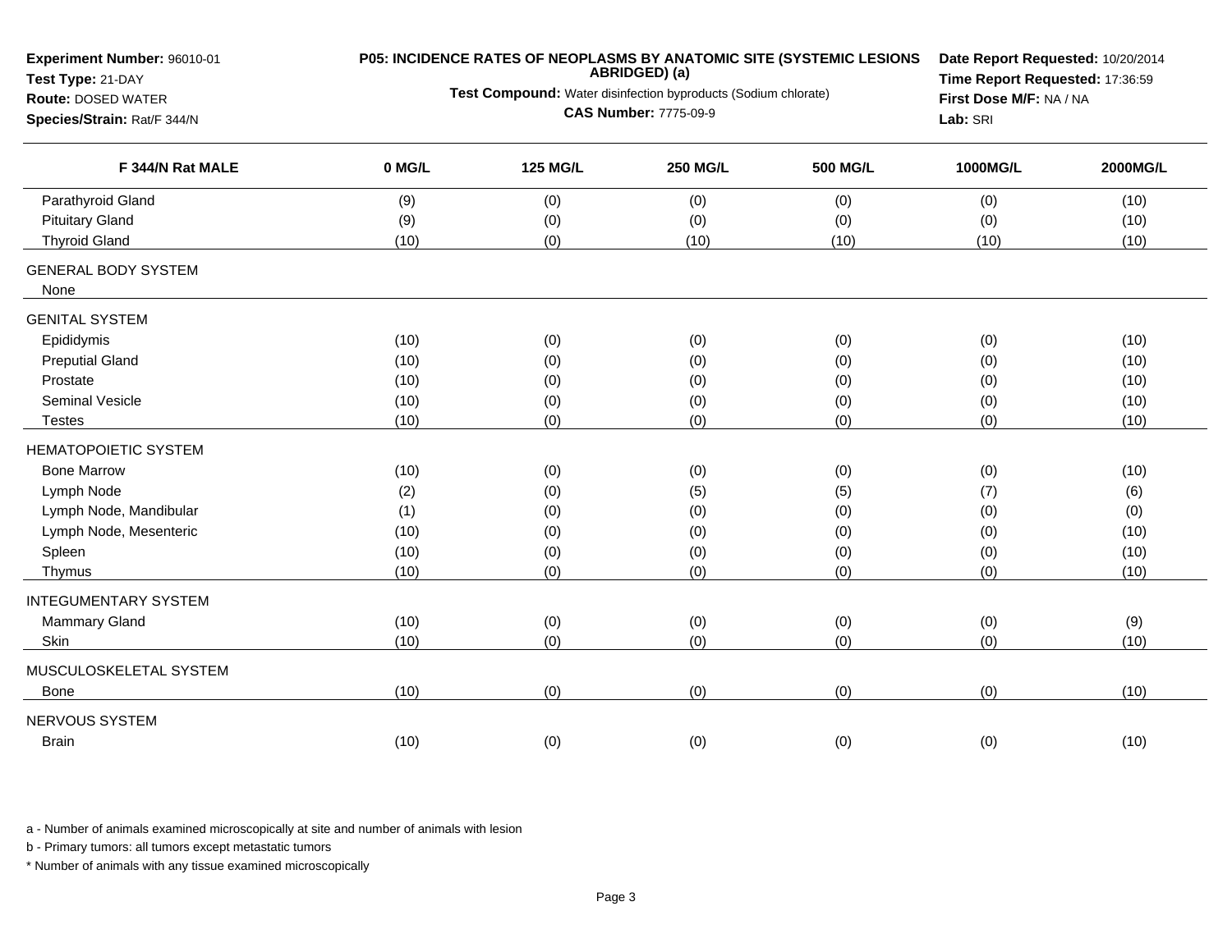**Experiment Number:** 96010-01
**Test Type:** 21-DAY
**Route:** DOSED WATER
**Species/Strain:** Rat/F 344/N

**P05: INCIDENCE RATES OF NEOPLASMS BY ANATOMIC SITE (SYSTEMIC LESIONS ABRIDGED) (a)**

**Test Compound:** Water disinfection byproducts (Sodium chlorate)

**CAS Number:** 7775-09-9

**Date Report Requested:** 10/20/2014
**Time Report Requested:** 17:36:59
**First Dose M/F:** NA / NA
**Lab:** SRI

| F 344/N Rat MALE | 0 MG/L | 125 MG/L | 250 MG/L | 500 MG/L | 1000MG/L | 2000MG/L |
|---|---|---|---|---|---|---|
| Parathyroid Gland | (9) | (0) | (0) | (0) | (0) | (10) |
| Pituitary Gland | (9) | (0) | (0) | (0) | (0) | (10) |
| Thyroid Gland | (10) | (0) | (10) | (10) | (10) | (10) |
| GENERAL BODY SYSTEM | | | | | | |
| None | | | | | | |
| GENITAL SYSTEM | | | | | | |
| Epididymis | (10) | (0) | (0) | (0) | (0) | (10) |
| Preputial Gland | (10) | (0) | (0) | (0) | (0) | (10) |
| Prostate | (10) | (0) | (0) | (0) | (0) | (10) |
| Seminal Vesicle | (10) | (0) | (0) | (0) | (0) | (10) |
| Testes | (10) | (0) | (0) | (0) | (0) | (10) |
| HEMATOPOIETIC SYSTEM | | | | | | |
| Bone Marrow | (10) | (0) | (0) | (0) | (0) | (10) |
| Lymph Node | (2) | (0) | (5) | (5) | (7) | (6) |
| Lymph Node, Mandibular | (1) | (0) | (0) | (0) | (0) | (0) |
| Lymph Node, Mesenteric | (10) | (0) | (0) | (0) | (0) | (10) |
| Spleen | (10) | (0) | (0) | (0) | (0) | (10) |
| Thymus | (10) | (0) | (0) | (0) | (0) | (10) |
| INTEGUMENTARY SYSTEM | | | | | | |
| Mammary Gland | (10) | (0) | (0) | (0) | (0) | (9) |
| Skin | (10) | (0) | (0) | (0) | (0) | (10) |
| MUSCULOSKELETAL SYSTEM | | | | | | |
| Bone | (10) | (0) | (0) | (0) | (0) | (10) |
| NERVOUS SYSTEM | | | | | | |
| Brain | (10) | (0) | (0) | (0) | (0) | (10) |

a - Number of animals examined microscopically at site and number of animals with lesion

b - Primary tumors: all tumors except metastatic tumors

* Number of animals with any tissue examined microscopically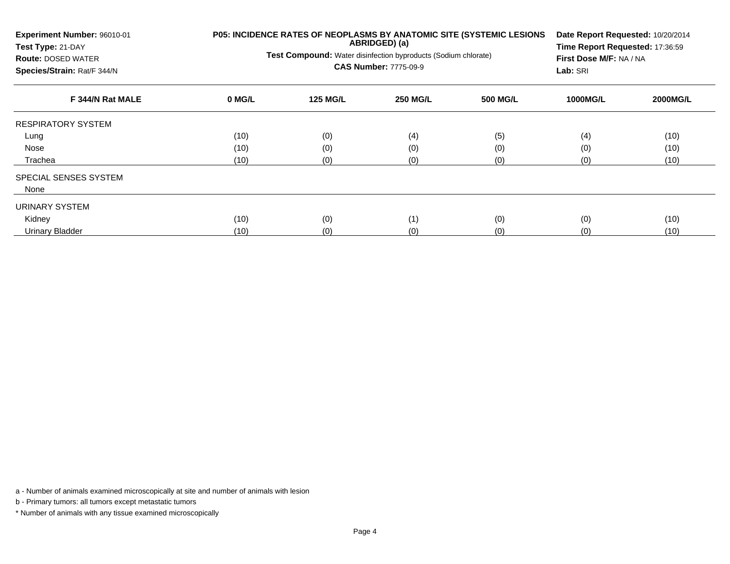**Experiment Number:** 96010-01
**Test Type:** 21-DAY
**Route:** DOSED WATER
**Species/Strain:** Rat/F 344/N

**P05: INCIDENCE RATES OF NEOPLASMS BY ANATOMIC SITE (SYSTEMIC LESIONS ABRIDGED) (a)**

**Test Compound:** Water disinfection byproducts (Sodium chlorate)

**CAS Number:** 7775-09-9

**Date Report Requested:** 10/20/2014
**Time Report Requested:** 17:36:59
**First Dose M/F:** NA / NA
**Lab:** SRI

| F 344/N Rat MALE | 0 MG/L | 125 MG/L | 250 MG/L | 500 MG/L | 1000MG/L | 2000MG/L |
|---|---|---|---|---|---|---|
| RESPIRATORY SYSTEM | | | | | | |
| Lung | (10) | (0) | (4) | (5) | (4) | (10) |
| Nose | (10) | (0) | (0) | (0) | (0) | (10) |
| Trachea | (10) | (0) | (0) | (0) | (0) | (10) |
| SPECIAL SENSES SYSTEM | | | | | | |
| None | | | | | | |
| URINARY SYSTEM | | | | | | |
| Kidney | (10) | (0) | (1) | (0) | (0) | (10) |
| Urinary Bladder | (10) | (0) | (0) | (0) | (0) | (10) |

a - Number of animals examined microscopically at site and number of animals with lesion

b - Primary tumors: all tumors except metastatic tumors

* Number of animals with any tissue examined microscopically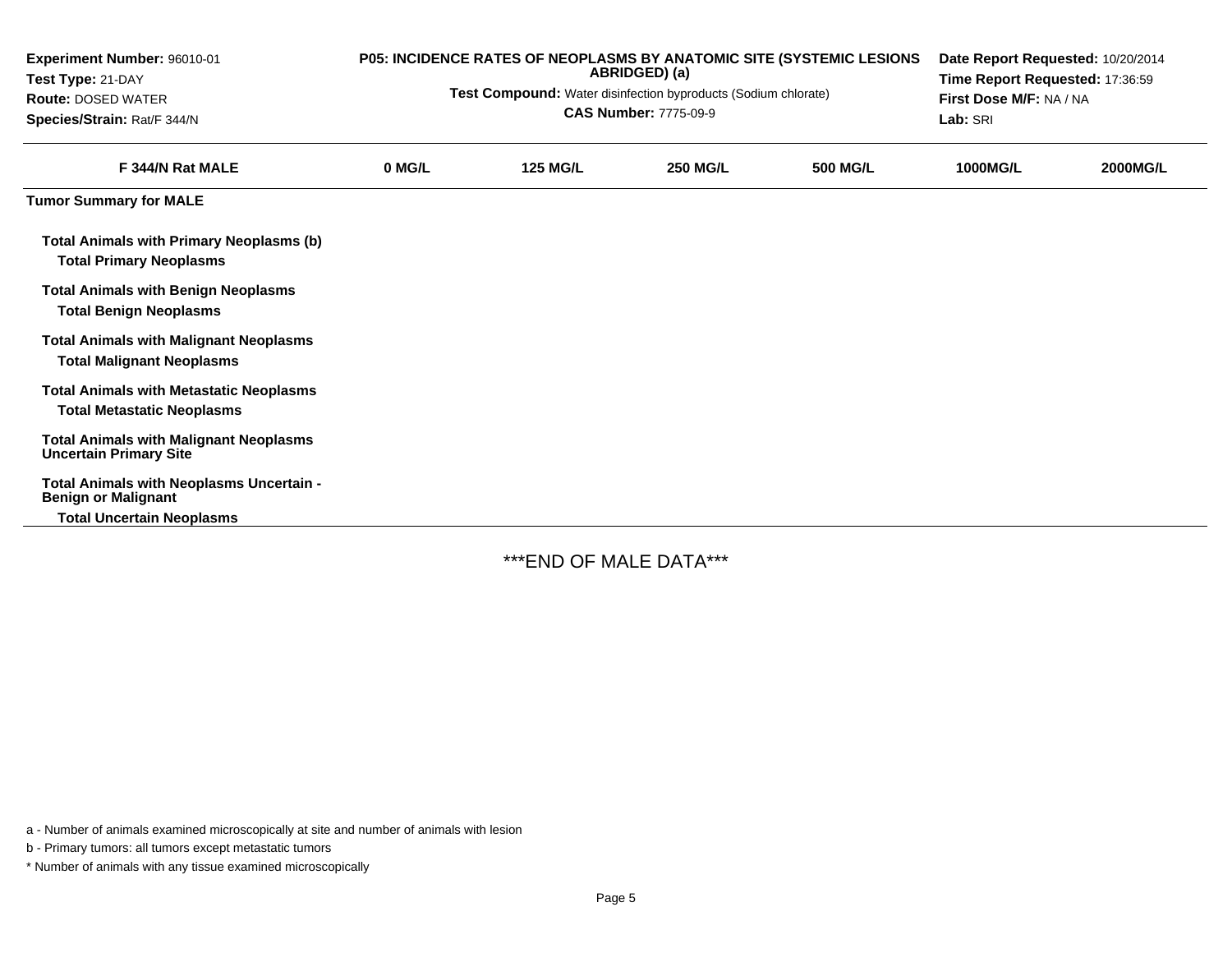| Experiment Number: 96010-01 | P05: INCIDENCE RATES OF NEOPLASMS BY ANATOMIC SITE (SYSTEMIC LESIONS ABRIDGED) (a) | Date Report Requested: 10/20/2014 |
|---|---|---|
| Test Type: 21-DAY | Test Compound: Water disinfection byproducts (Sodium chlorate) | Time Report Requested: 17:36:59 |
| Route: DOSED WATER | CAS Number: 7775-09-9 | First Dose M/F: NA / NA |
| Species/Strain: Rat/F 344/N | | Lab: SRI |

| F 344/N Rat MALE | 0 MG/L | 125 MG/L | 250 MG/L | 500 MG/L | 1000MG/L | 2000MG/L |
|---|---|---|---|---|---|---|
| **Tumor Summary for MALE** | | | | | | |
| **Total Animals with Primary Neoplasms (b)** | | | | | | |
| **Total Primary Neoplasms** | | | | | | |
| **Total Animals with Benign Neoplasms** | | | | | | |
| **Total Benign Neoplasms** | | | | | | |
| **Total Animals with Malignant Neoplasms** | | | | | | |
| **Total Malignant Neoplasms** | | | | | | |
| **Total Animals with Metastatic Neoplasms** | | | | | | |
| **Total Metastatic Neoplasms** | | | | | | |
| **Total Animals with Malignant Neoplasms Uncertain Primary Site** | | | | | | |
| **Total Animals with Neoplasms Uncertain - Benign or Malignant** | | | | | | |
| **Total Uncertain Neoplasms** | | | | | | |

***END OF MALE DATA***

a - Number of animals examined microscopically at site and number of animals with lesion

b - Primary tumors: all tumors except metastatic tumors

* Number of animals with any tissue examined microscopically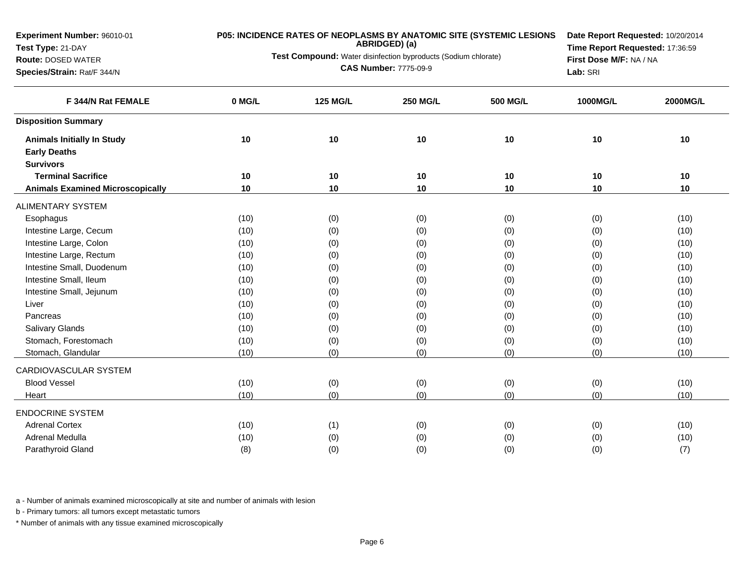**Experiment Number:** 96010-01
**Test Type:** 21-DAY
**Route:** DOSED WATER
**Species/Strain:** Rat/F 344/N

**P05: INCIDENCE RATES OF NEOPLASMS BY ANATOMIC SITE (SYSTEMIC LESIONS ABRIDGED) (a)**
**Test Compound:** Water disinfection byproducts (Sodium chlorate)
**CAS Number:** 7775-09-9

**Date Report Requested:** 10/20/2014
**Time Report Requested:** 17:36:59
**First Dose M/F:** NA / NA
**Lab:** SRI

| F 344/N Rat FEMALE | 0 MG/L | 125 MG/L | 250 MG/L | 500 MG/L | 1000MG/L | 2000MG/L |
|---|---|---|---|---|---|---|
| **Disposition Summary** | | | | | | |
| **Animals Initially In Study** | **10** | **10** | **10** | **10** | **10** | **10** |
| **Early Deaths** | | | | | | |
| **Survivors** | | | | | | |
| **Terminal Sacrifice** | **10** | **10** | **10** | **10** | **10** | **10** |
| **Animals Examined Microscopically** | **10** | **10** | **10** | **10** | **10** | **10** |
| ALIMENTARY SYSTEM | | | | | | |
| Esophagus | (10) | (0) | (0) | (0) | (0) | (10) |
| Intestine Large, Cecum | (10) | (0) | (0) | (0) | (0) | (10) |
| Intestine Large, Colon | (10) | (0) | (0) | (0) | (0) | (10) |
| Intestine Large, Rectum | (10) | (0) | (0) | (0) | (0) | (10) |
| Intestine Small, Duodenum | (10) | (0) | (0) | (0) | (0) | (10) |
| Intestine Small, Ileum | (10) | (0) | (0) | (0) | (0) | (10) |
| Intestine Small, Jejunum | (10) | (0) | (0) | (0) | (0) | (10) |
| Liver | (10) | (0) | (0) | (0) | (0) | (10) |
| Pancreas | (10) | (0) | (0) | (0) | (0) | (10) |
| Salivary Glands | (10) | (0) | (0) | (0) | (0) | (10) |
| Stomach, Forestomach | (10) | (0) | (0) | (0) | (0) | (10) |
| Stomach, Glandular | (10) | (0) | (0) | (0) | (0) | (10) |
| CARDIOVASCULAR SYSTEM | | | | | | |
| Blood Vessel | (10) | (0) | (0) | (0) | (0) | (10) |
| Heart | (10) | (0) | (0) | (0) | (0) | (10) |
| ENDOCRINE SYSTEM | | | | | | |
| Adrenal Cortex | (10) | (1) | (0) | (0) | (0) | (10) |
| Adrenal Medulla | (10) | (0) | (0) | (0) | (0) | (10) |
| Parathyroid Gland | (8) | (0) | (0) | (0) | (0) | (7) |

a - Number of animals examined microscopically at site and number of animals with lesion

b - Primary tumors: all tumors except metastatic tumors

* Number of animals with any tissue examined microscopically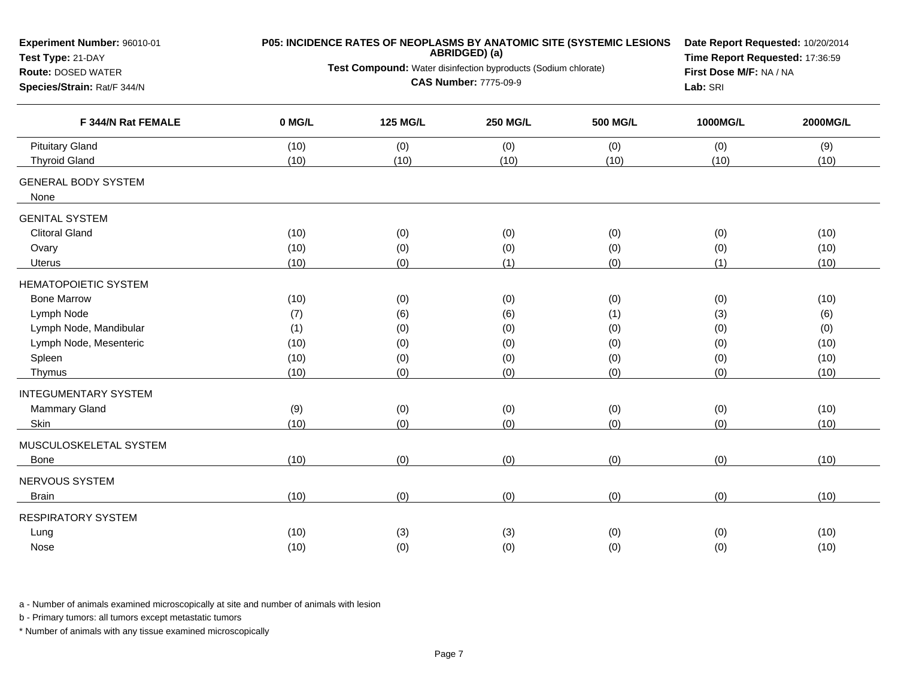**Experiment Number:** 96010-01
**Test Type:** 21-DAY
**Route:** DOSED WATER
**Species/Strain:** Rat/F 344/N

**P05: INCIDENCE RATES OF NEOPLASMS BY ANATOMIC SITE (SYSTEMIC LESIONS ABRIDGED) (a)**

**Test Compound:** Water disinfection byproducts (Sodium chlorate)

**CAS Number:** 7775-09-9

**Date Report Requested:** 10/20/2014
**Time Report Requested:** 17:36:59
**First Dose M/F:** NA / NA
**Lab:** SRI

| F 344/N Rat FEMALE | 0 MG/L | 125 MG/L | 250 MG/L | 500 MG/L | 1000MG/L | 2000MG/L |
|---|---|---|---|---|---|---|
| Pituitary Gland | (10) | (0) | (0) | (0) | (0) | (9) |
| Thyroid Gland | (10) | (10) | (10) | (10) | (10) | (10) |
| GENERAL BODY SYSTEM | | | | | | |
| None | | | | | | |
| GENITAL SYSTEM | | | | | | |
| Clitoral Gland | (10) | (0) | (0) | (0) | (0) | (10) |
| Ovary | (10) | (0) | (0) | (0) | (0) | (10) |
| Uterus | (10) | (0) | (1) | (0) | (1) | (10) |
| HEMATOPOIETIC SYSTEM | | | | | | |
| Bone Marrow | (10) | (0) | (0) | (0) | (0) | (10) |
| Lymph Node | (7) | (6) | (6) | (1) | (3) | (6) |
| Lymph Node, Mandibular | (1) | (0) | (0) | (0) | (0) | (0) |
| Lymph Node, Mesenteric | (10) | (0) | (0) | (0) | (0) | (10) |
| Spleen | (10) | (0) | (0) | (0) | (0) | (10) |
| Thymus | (10) | (0) | (0) | (0) | (0) | (10) |
| INTEGUMENTARY SYSTEM | | | | | | |
| Mammary Gland | (9) | (0) | (0) | (0) | (0) | (10) |
| Skin | (10) | (0) | (0) | (0) | (0) | (10) |
| MUSCULOSKELETAL SYSTEM | | | | | | |
| Bone | (10) | (0) | (0) | (0) | (0) | (10) |
| NERVOUS SYSTEM | | | | | | |
| Brain | (10) | (0) | (0) | (0) | (0) | (10) |
| RESPIRATORY SYSTEM | | | | | | |
| Lung | (10) | (3) | (3) | (0) | (0) | (10) |
| Nose | (10) | (0) | (0) | (0) | (0) | (10) |

a - Number of animals examined microscopically at site and number of animals with lesion

b - Primary tumors: all tumors except metastatic tumors

* Number of animals with any tissue examined microscopically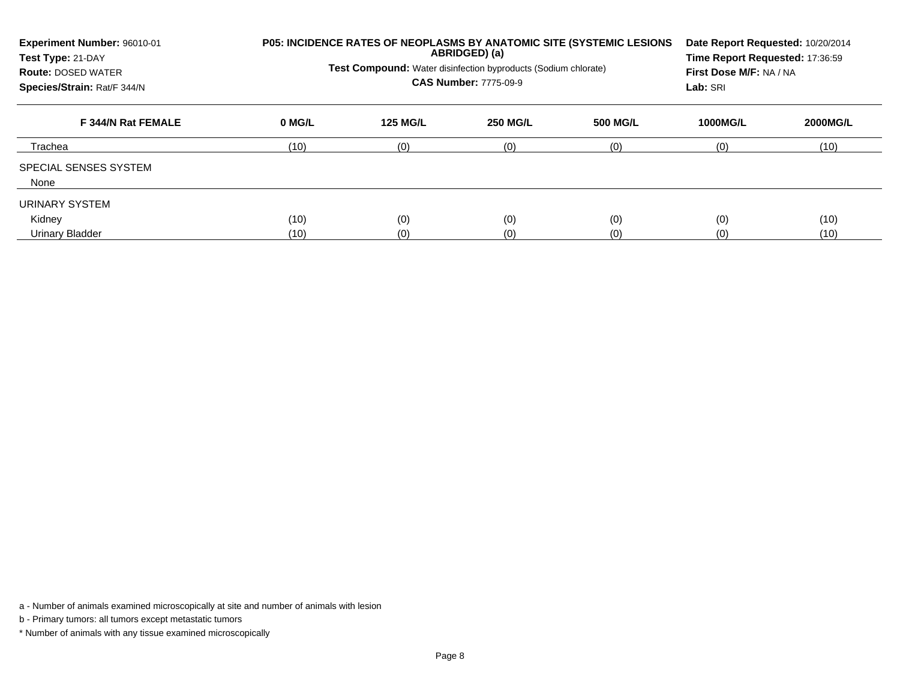**Experiment Number:** 96010-01
**Test Type:** 21-DAY
**Route:** DOSED WATER
**Species/Strain:** Rat/F 344/N

**P05: INCIDENCE RATES OF NEOPLASMS BY ANATOMIC SITE (SYSTEMIC LESIONS ABRIDGED) (a)**

**Test Compound:** Water disinfection byproducts (Sodium chlorate)

**CAS Number:** 7775-09-9

**Date Report Requested:** 10/20/2014
**Time Report Requested:** 17:36:59
**First Dose M/F:** NA / NA
**Lab:** SRI

| F 344/N Rat FEMALE | 0 MG/L | 125 MG/L | 250 MG/L | 500 MG/L | 1000MG/L | 2000MG/L |
|---|---|---|---|---|---|---|
| Trachea | (10) | (0) | (0) | (0) | (0) | (10) |
| SPECIAL SENSES SYSTEM | | | | | | |
| None | | | | | | |
| URINARY SYSTEM | | | | | | |
| Kidney | (10) | (0) | (0) | (0) | (0) | (10) |
| Urinary Bladder | (10) | (0) | (0) | (0) | (0) | (10) |

a - Number of animals examined microscopically at site and number of animals with lesion

b - Primary tumors: all tumors except metastatic tumors

* Number of animals with any tissue examined microscopically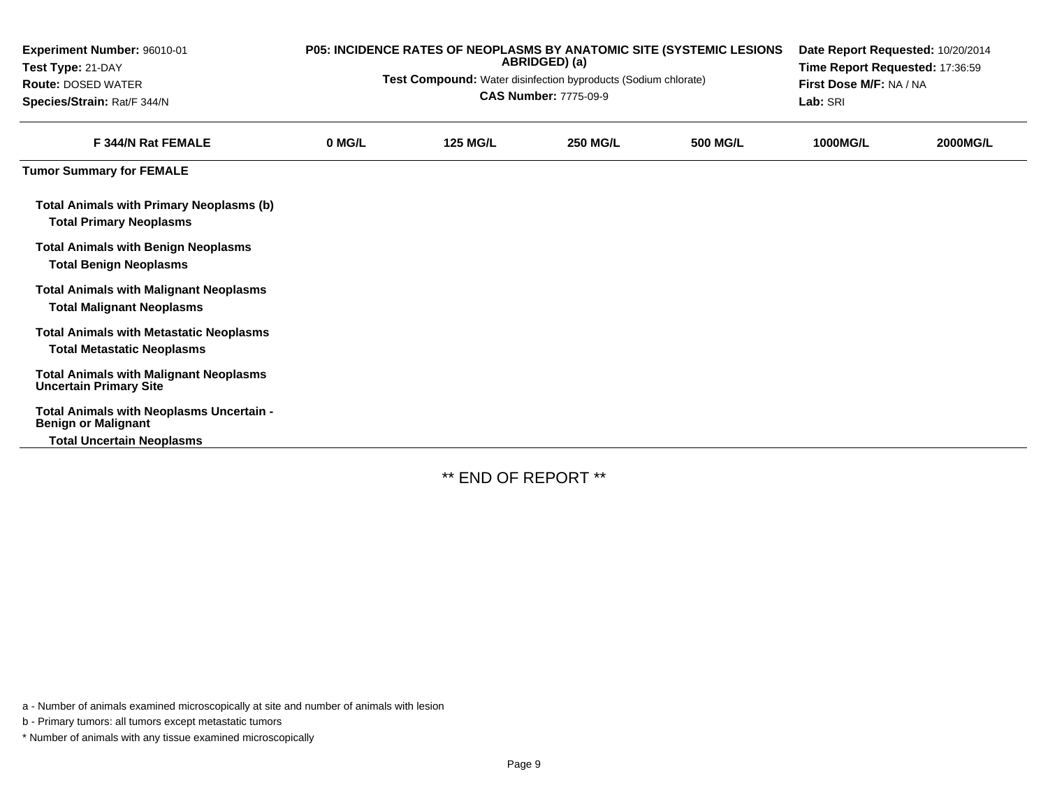**Experiment Number:** 96010-01
**Test Type:** 21-DAY
**Route:** DOSED WATER
**Species/Strain:** Rat/F 344/N

**P05: INCIDENCE RATES OF NEOPLASMS BY ANATOMIC SITE (SYSTEMIC LESIONS ABRIDGED) (a)**

**Test Compound:** Water disinfection byproducts (Sodium chlorate)

**CAS Number:** 7775-09-9

**Date Report Requested:** 10/20/2014
**Time Report Requested:** 17:36:59
**First Dose M/F:** NA / NA
**Lab:** SRI

| F 344/N Rat FEMALE | 0 MG/L | 125 MG/L | 250 MG/L | 500 MG/L | 1000MG/L | 2000MG/L |
|---|---|---|---|---|---|---|
| **Tumor Summary for FEMALE** | | | | | | |
| **Total Animals with Primary Neoplasms (b)** | | | | | | |
| **Total Primary Neoplasms** | | | | | | |
| **Total Animals with Benign Neoplasms** | | | | | | |
| **Total Benign Neoplasms** | | | | | | |
| **Total Animals with Malignant Neoplasms** | | | | | | |
| **Total Malignant Neoplasms** | | | | | | |
| **Total Animals with Metastatic Neoplasms** | | | | | | |
| **Total Metastatic Neoplasms** | | | | | | |
| **Total Animals with Malignant Neoplasms Uncertain Primary Site** | | | | | | |
| **Total Animals with Neoplasms Uncertain - Benign or Malignant** | | | | | | |
| **Total Uncertain Neoplasms** | | | | | | |

** END OF REPORT **

a - Number of animals examined microscopically at site and number of animals with lesion

b - Primary tumors: all tumors except metastatic tumors

* Number of animals with any tissue examined microscopically